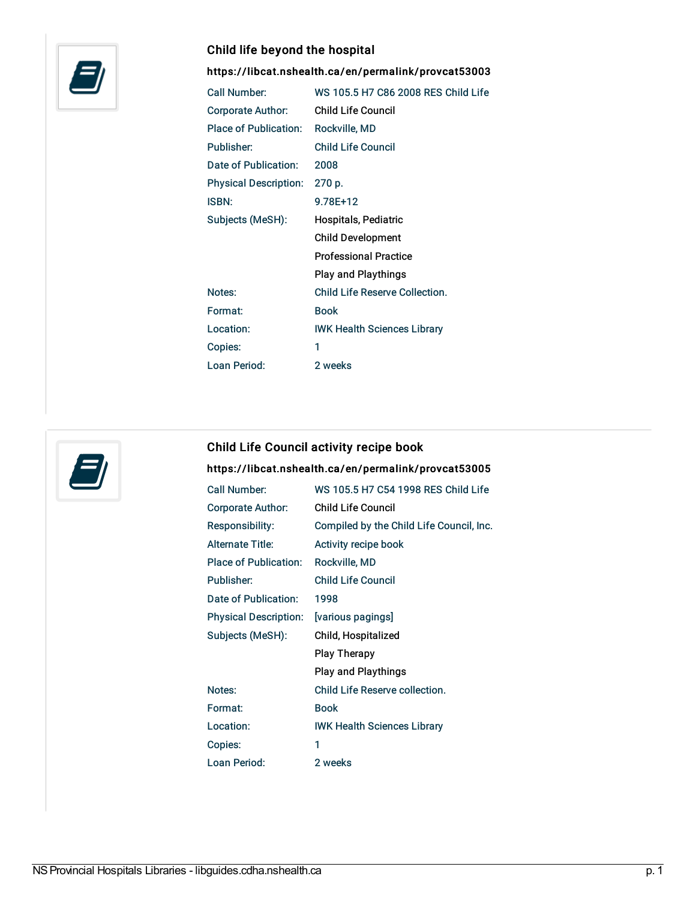## Child life beyond the hospital

**https://libcat.nshealth.ca/en/permalink/provcat53003**

| | |
|---|---|
| Call Number: | WS 105.5 H7 C86 2008 RES Child Life |
| Corporate Author: | Child Life Council |
| Place of Publication: | Rockville, MD |
| Publisher: | Child Life Council |
| Date of Publication: | 2008 |
| Physical Description: | 270 p. |
| ISBN: | 9.78E+12 |
| Subjects (MeSH): | Hospitals, Pediatric<br>Child Development<br>Professional Practice<br>Play and Playthings |
| Notes: | Child Life Reserve Collection. |
| Format: | Book |
| Location: | IWK Health Sciences Library |
| Copies: | 1 |
| Loan Period: | 2 weeks |

## Child Life Council activity recipe book

**https://libcat.nshealth.ca/en/permalink/provcat53005**

| | |
|---|---|
| Call Number: | WS 105.5 H7 C54 1998 RES Child Life |
| Corporate Author: | Child Life Council |
| Responsibility: | Compiled by the Child Life Council, Inc. |
| Alternate Title: | Activity recipe book |
| Place of Publication: | Rockville, MD |
| Publisher: | Child Life Council |
| Date of Publication: | 1998 |
| Physical Description: | [various pagings] |
| Subjects (MeSH): | Child, Hospitalized<br>Play Therapy<br>Play and Playthings |
| Notes: | Child Life Reserve collection. |
| Format: | Book |
| Location: | IWK Health Sciences Library |
| Copies: | 1 |
| Loan Period: | 2 weeks |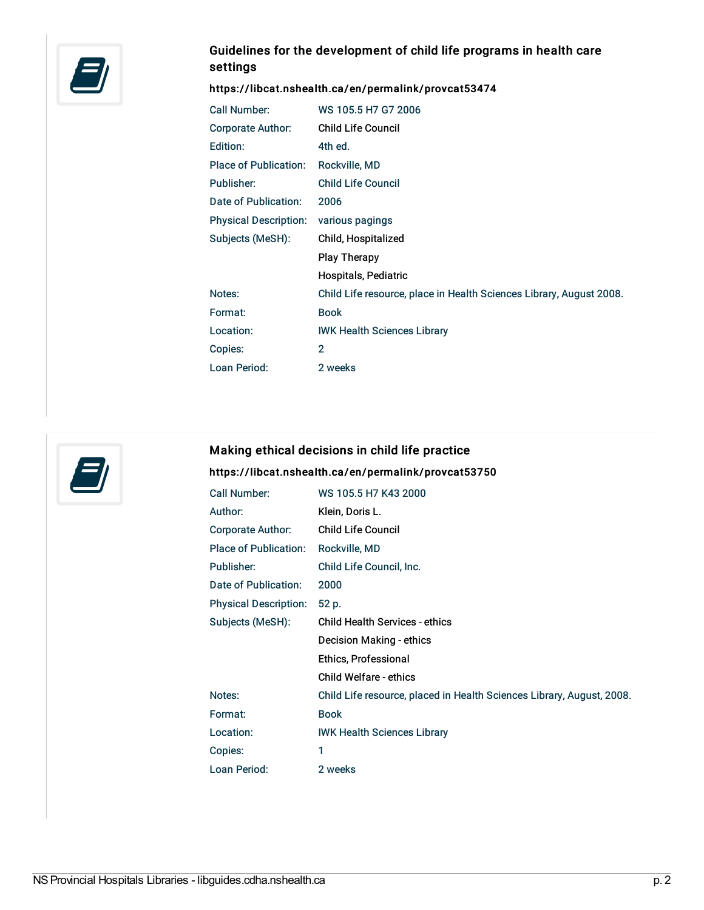### Guidelines for the development of child life programs in health care settings

**https://libcat.nshealth.ca/en/permalink/provcat53474**

| | |
|---|---|
| Call Number: | WS 105.5 H7 G7 2006 |
| Corporate Author: | Child Life Council |
| Edition: | 4th ed. |
| Place of Publication: | Rockville, MD |
| Publisher: | Child Life Council |
| Date of Publication: | 2006 |
| Physical Description: | various pagings |
| Subjects (MeSH): | Child, Hospitalized<br>Play Therapy<br>Hospitals, Pediatric |
| Notes: | Child Life resource, place in Health Sciences Library, August 2008. |
| Format: | Book |
| Location: | IWK Health Sciences Library |
| Copies: | 2 |
| Loan Period: | 2 weeks |

### Making ethical decisions in child life practice

**https://libcat.nshealth.ca/en/permalink/provcat53750**

| | |
|---|---|
| Call Number: | WS 105.5 H7 K43 2000 |
| Author: | Klein, Doris L. |
| Corporate Author: | Child Life Council |
| Place of Publication: | Rockville, MD |
| Publisher: | Child Life Council, Inc. |
| Date of Publication: | 2000 |
| Physical Description: | 52 p. |
| Subjects (MeSH): | Child Health Services - ethics<br>Decision Making - ethics<br>Ethics, Professional<br>Child Welfare - ethics |
| Notes: | Child Life resource, placed in Health Sciences Library, August, 2008. |
| Format: | Book |
| Location: | IWK Health Sciences Library |
| Copies: | 1 |
| Loan Period: | 2 weeks |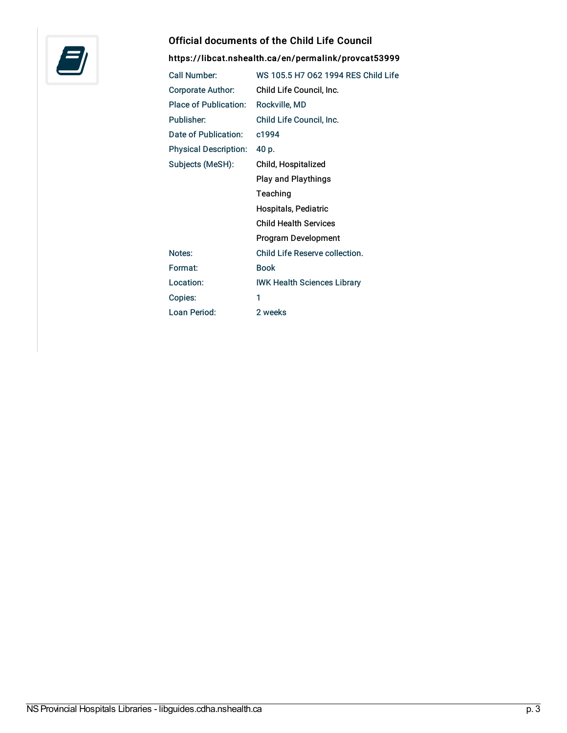### Official documents of the Child Life Council

**https://libcat.nshealth.ca/en/permalink/provcat53999**

| | |
|---|---|
| Call Number: | WS 105.5 H7 O62 1994 RES Child Life |
| Corporate Author: | Child Life Council, Inc. |
| Place of Publication: | Rockville, MD |
| Publisher: | Child Life Council, Inc. |
| Date of Publication: | c1994 |
| Physical Description: | 40 p. |
| Subjects (MeSH): | Child, Hospitalized |
| | Play and Playthings |
| | Teaching |
| | Hospitals, Pediatric |
| | Child Health Services |
| | Program Development |
| Notes: | Child Life Reserve collection. |
| Format: | Book |
| Location: | IWK Health Sciences Library |
| Copies: | 1 |
| Loan Period: | 2 weeks |